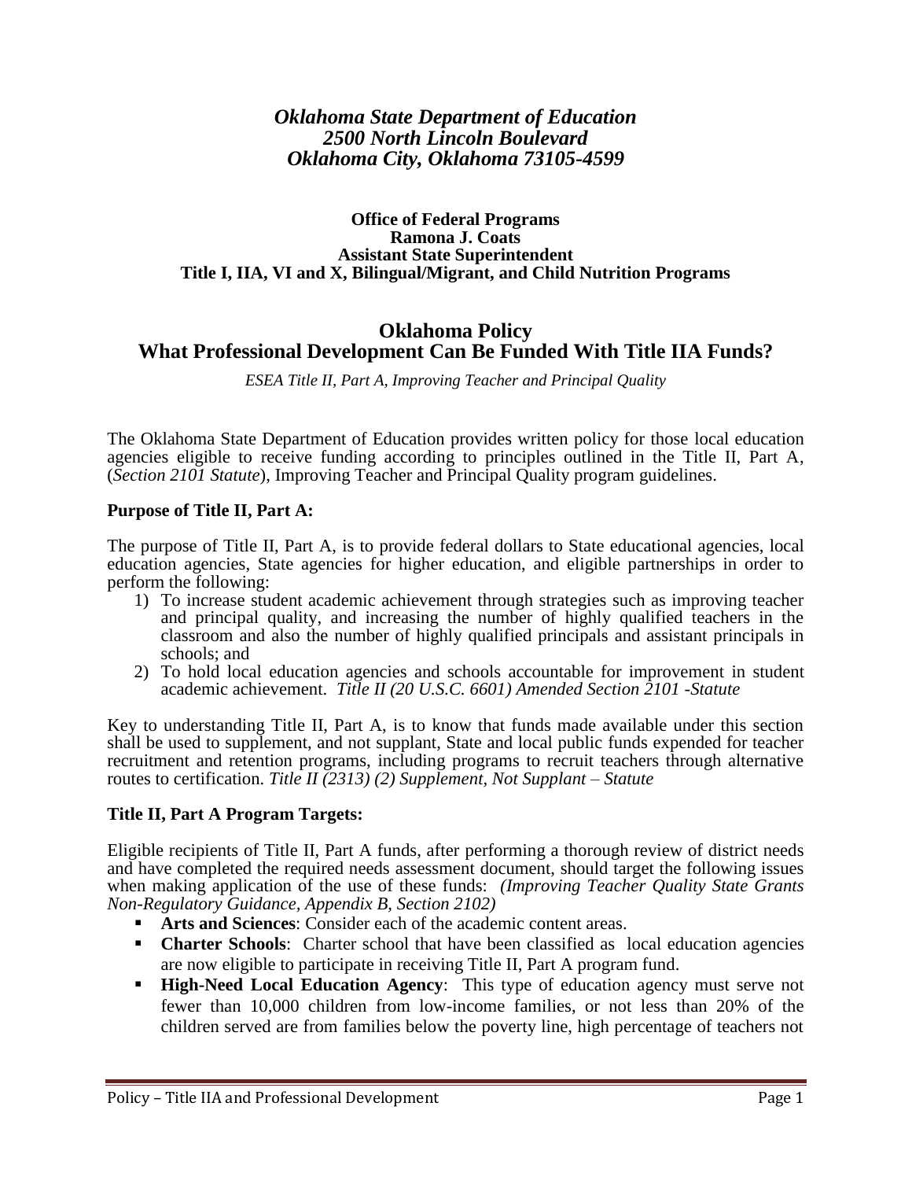***Oklahoma State Department of Education***
***2500 North Lincoln Boulevard***
***Oklahoma City, Oklahoma 73105-4599***

**Office of Federal Programs**
**Ramona J. Coats**
**Assistant State Superintendent**
**Title I, IIA, VI and X, Bilingual/Migrant, and Child Nutrition Programs**

# Oklahoma Policy
# What Professional Development Can Be Funded With Title IIA Funds?

*ESEA Title II, Part A, Improving Teacher and Principal Quality*

The Oklahoma State Department of Education provides written policy for those local education agencies eligible to receive funding according to principles outlined in the Title II, Part A, (*Section 2101 Statute*), Improving Teacher and Principal Quality program guidelines.

**Purpose of Title II, Part A:**

The purpose of Title II, Part A, is to provide federal dollars to State educational agencies, local education agencies, State agencies for higher education, and eligible partnerships in order to perform the following:

1) To increase student academic achievement through strategies such as improving teacher and principal quality, and increasing the number of highly qualified teachers in the classroom and also the number of highly qualified principals and assistant principals in schools; and
2) To hold local education agencies and schools accountable for improvement in student academic achievement. *Title II (20 U.S.C. 6601) Amended Section 2101 -Statute*

Key to understanding Title II, Part A, is to know that funds made available under this section shall be used to supplement, and not supplant, State and local public funds expended for teacher recruitment and retention programs, including programs to recruit teachers through alternative routes to certification. *Title II (2313) (2) Supplement, Not Supplant – Statute*

**Title II, Part A Program Targets:**

Eligible recipients of Title II, Part A funds, after performing a thorough review of district needs and have completed the required needs assessment document, should target the following issues when making application of the use of these funds: *(Improving Teacher Quality State Grants Non-Regulatory Guidance, Appendix B, Section 2102)*

- **Arts and Sciences**: Consider each of the academic content areas.
- **Charter Schools**: Charter school that have been classified as local education agencies are now eligible to participate in receiving Title II, Part A program fund.
- **High-Need Local Education Agency**: This type of education agency must serve not fewer than 10,000 children from low-income families, or not less than 20% of the children served are from families below the poverty line, high percentage of teachers not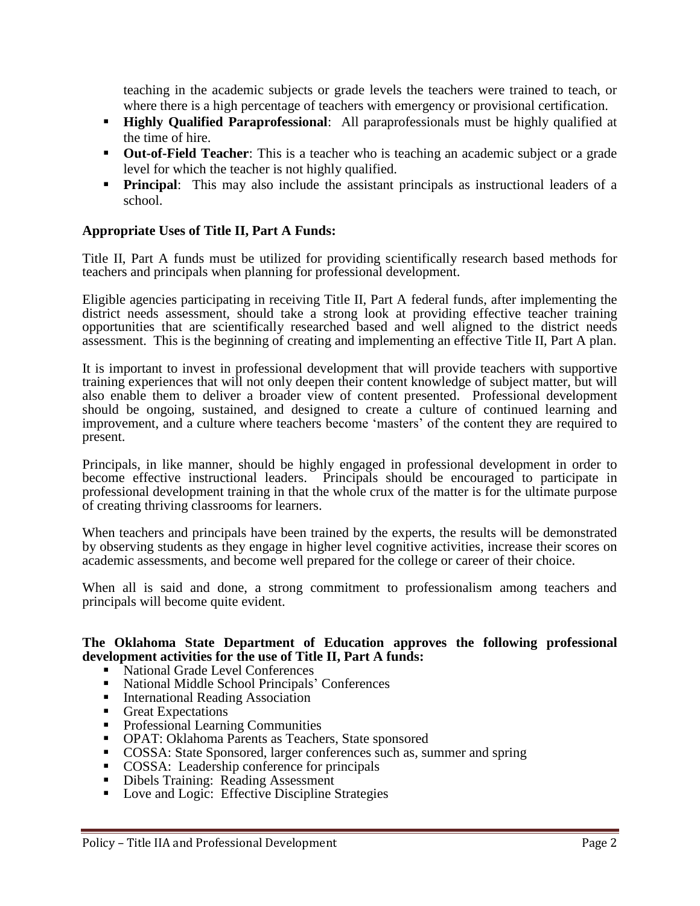teaching in the academic subjects or grade levels the teachers were trained to teach, or where there is a high percentage of teachers with emergency or provisional certification.

- **Highly Qualified Paraprofessional**: All paraprofessionals must be highly qualified at the time of hire.
- **Out-of-Field Teacher**: This is a teacher who is teaching an academic subject or a grade level for which the teacher is not highly qualified.
- **Principal**: This may also include the assistant principals as instructional leaders of a school.

**Appropriate Uses of Title II, Part A Funds:**

Title II, Part A funds must be utilized for providing scientifically research based methods for teachers and principals when planning for professional development.

Eligible agencies participating in receiving Title II, Part A federal funds, after implementing the district needs assessment, should take a strong look at providing effective teacher training opportunities that are scientifically researched based and well aligned to the district needs assessment. This is the beginning of creating and implementing an effective Title II, Part A plan.

It is important to invest in professional development that will provide teachers with supportive training experiences that will not only deepen their content knowledge of subject matter, but will also enable them to deliver a broader view of content presented. Professional development should be ongoing, sustained, and designed to create a culture of continued learning and improvement, and a culture where teachers become 'masters' of the content they are required to present.

Principals, in like manner, should be highly engaged in professional development in order to become effective instructional leaders. Principals should be encouraged to participate in professional development training in that the whole crux of the matter is for the ultimate purpose of creating thriving classrooms for learners.

When teachers and principals have been trained by the experts, the results will be demonstrated by observing students as they engage in higher level cognitive activities, increase their scores on academic assessments, and become well prepared for the college or career of their choice.

When all is said and done, a strong commitment to professionalism among teachers and principals will become quite evident.

**The Oklahoma State Department of Education approves the following professional development activities for the use of Title II, Part A funds:**

- National Grade Level Conferences
- National Middle School Principals' Conferences
- International Reading Association
- Great Expectations
- Professional Learning Communities
- OPAT: Oklahoma Parents as Teachers, State sponsored
- COSSA: State Sponsored, larger conferences such as, summer and spring
- COSSA: Leadership conference for principals
- Dibels Training: Reading Assessment
- Love and Logic: Effective Discipline Strategies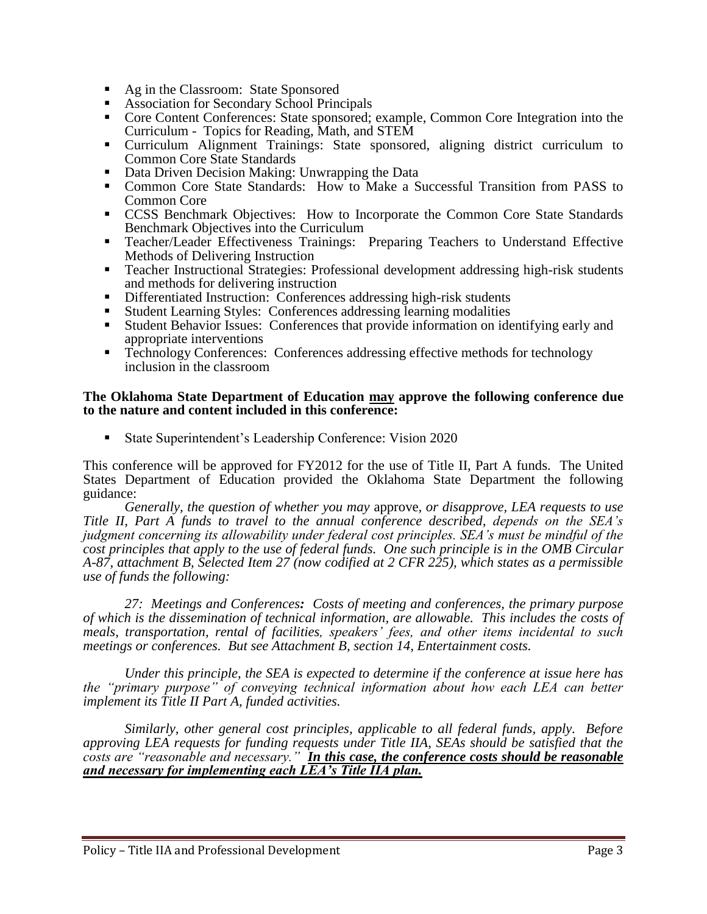- Ag in the Classroom: State Sponsored
- Association for Secondary School Principals
- Core Content Conferences: State sponsored; example, Common Core Integration into the Curriculum - Topics for Reading, Math, and STEM
- Curriculum Alignment Trainings: State sponsored, aligning district curriculum to Common Core State Standards
- Data Driven Decision Making: Unwrapping the Data
- Common Core State Standards: How to Make a Successful Transition from PASS to Common Core
- CCSS Benchmark Objectives: How to Incorporate the Common Core State Standards Benchmark Objectives into the Curriculum
- Teacher/Leader Effectiveness Trainings: Preparing Teachers to Understand Effective Methods of Delivering Instruction
- Teacher Instructional Strategies: Professional development addressing high-risk students and methods for delivering instruction
- Differentiated Instruction: Conferences addressing high-risk students
- Student Learning Styles: Conferences addressing learning modalities
- Student Behavior Issues: Conferences that provide information on identifying early and appropriate interventions
- Technology Conferences: Conferences addressing effective methods for technology inclusion in the classroom

**The Oklahoma State Department of Education <u>may</u> approve the following conference due to the nature and content included in this conference:**

- State Superintendent's Leadership Conference: Vision 2020

This conference will be approved for FY2012 for the use of Title II, Part A funds. The United States Department of Education provided the Oklahoma State Department the following guidance:

*Generally, the question of whether you may* approve, *or disapprove, LEA requests to use Title II, Part A funds to travel to the annual conference described, depends on the SEA's judgment concerning its allowability under federal cost principles. SEA's must be mindful of the cost principles that apply to the use of federal funds. One such principle is in the OMB Circular A-87, attachment B, Selected Item 27 (now codified at 2 CFR 225), which states as a permissible use of funds the following:*

*27: Meetings and Conferences**:** Costs of meeting and conferences, the primary purpose of which is the dissemination of technical information, are allowable. This includes the costs of meals, transportation, rental of facilities, speakers' fees, and other items incidental to such meetings or conferences. But see Attachment B, section 14, Entertainment costs.*

*Under this principle, the SEA is expected to determine if the conference at issue here has the "primary purpose" of conveying technical information about how each LEA can better implement its Title II Part A, funded activities.*

*Similarly, other general cost principles, applicable to all federal funds, apply. Before approving LEA requests for funding requests under Title IIA, SEAs should be satisfied that the costs are "reasonable and necessary."* ***<u>In this case, the conference costs should be reasonable and necessary for implementing each LEA's Title IIA plan.</u>***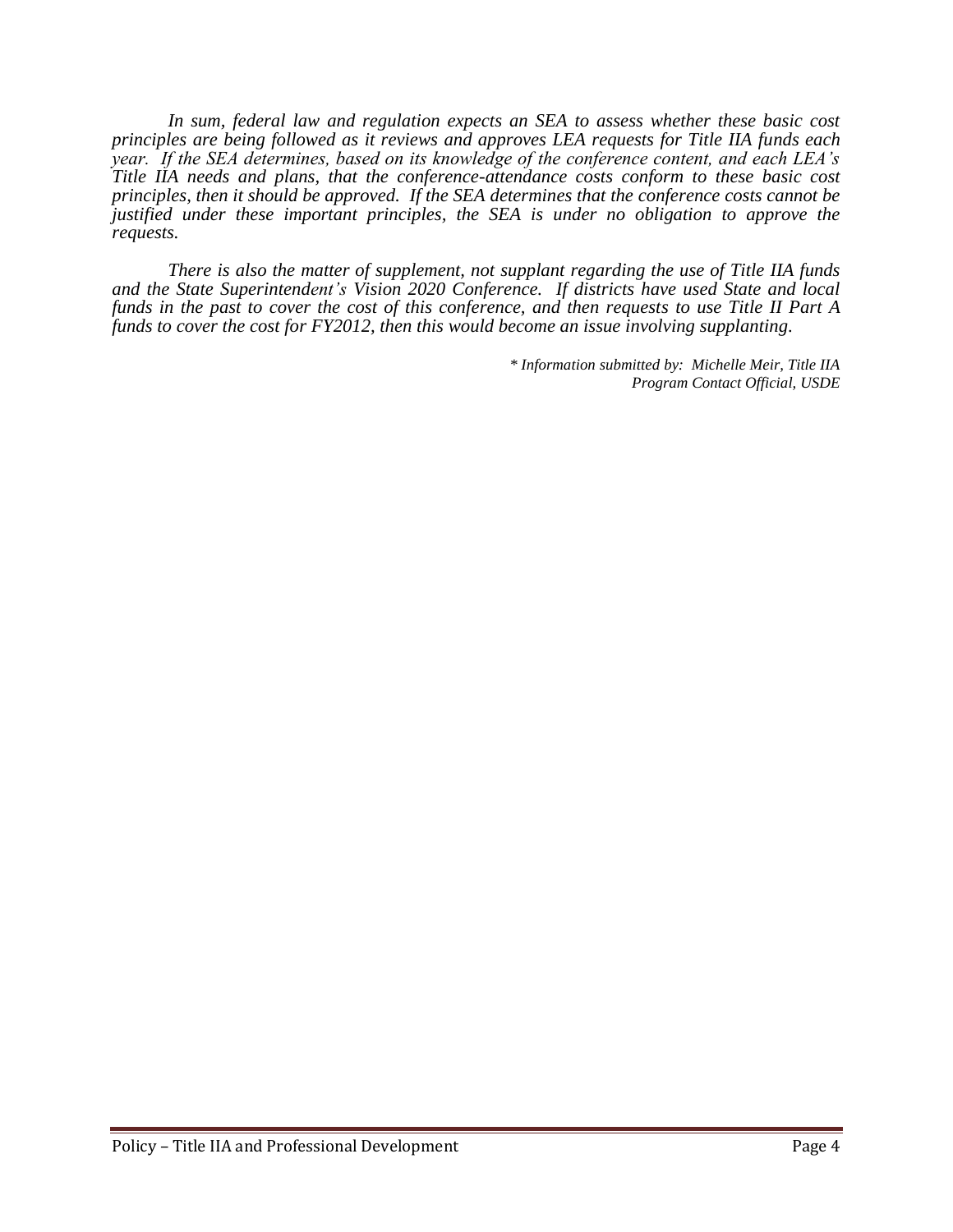*In sum, federal law and regulation expects an SEA to assess whether these basic cost principles are being followed as it reviews and approves LEA requests for Title IIA funds each year. If the SEA determines, based on its knowledge of the conference content, and each LEA's Title IIA needs and plans, that the conference-attendance costs conform to these basic cost principles, then it should be approved. If the SEA determines that the conference costs cannot be justified under these important principles, the SEA is under no obligation to approve the requests.*

*There is also the matter of supplement, not supplant regarding the use of Title IIA funds and the State Superintendent's Vision 2020 Conference. If districts have used State and local funds in the past to cover the cost of this conference, and then requests to use Title II Part A funds to cover the cost for FY2012, then this would become an issue involving supplanting.*

*\* Information submitted by: Michelle Meir, Title IIA Program Contact Official, USDE*